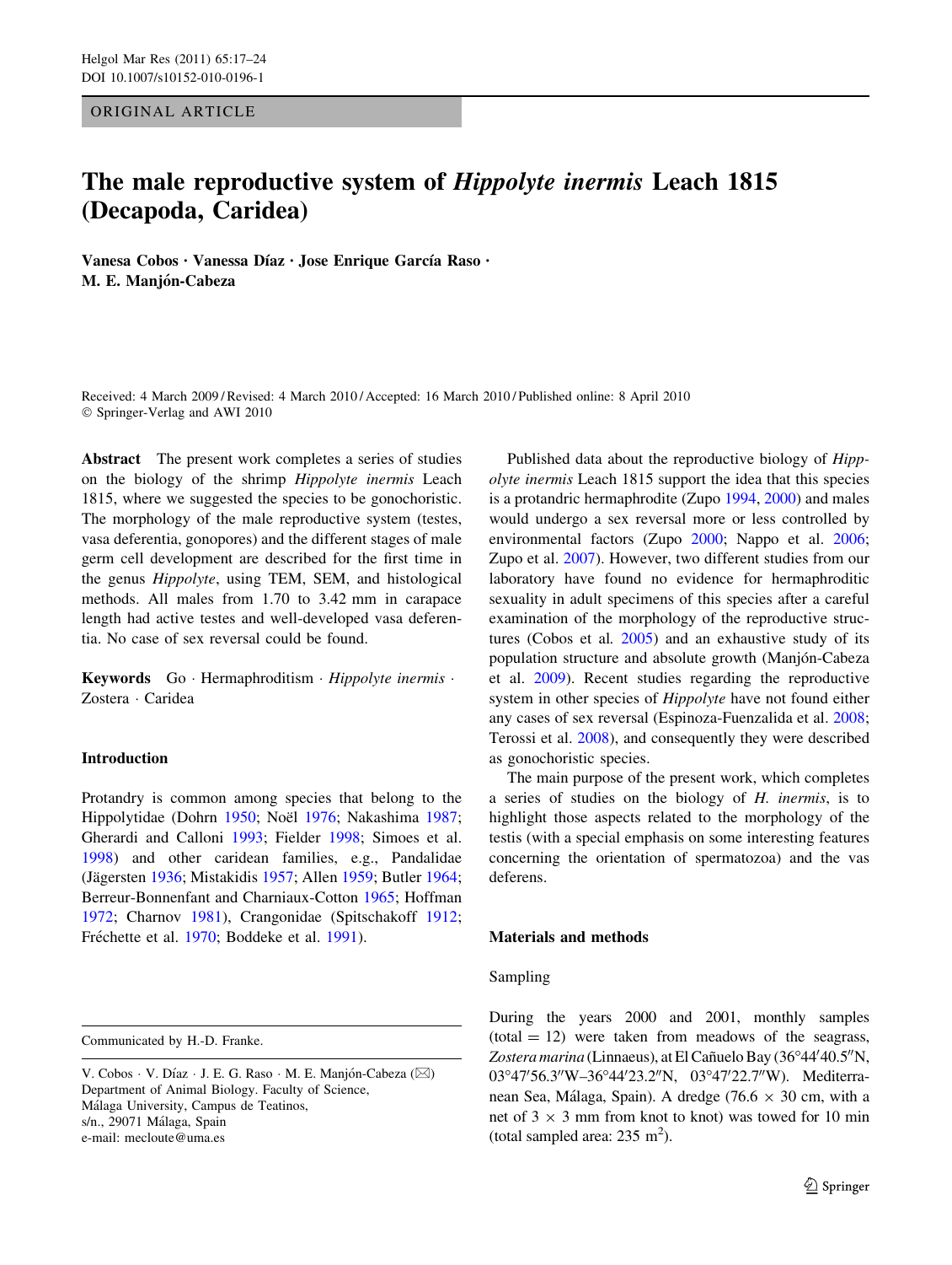ORIGINAL ARTICLE

# The male reproductive system of *Hippolyte inermis* Leach 1815 (Decapoda, Caridea)

**Vanesa Cobos · Vanessa Díaz · Jose Enrique García Raso · M. E. Manjón-Cabeza**

Received: 4 March 2009 / Revised: 4 March 2010 / Accepted: 16 March 2010 / Published online: 8 April 2010
© Springer-Verlag and AWI 2010

**Abstract** The present work completes a series of studies on the biology of the shrimp *Hippolyte inermis* Leach 1815, where we suggested the species to be gonochoristic. The morphology of the male reproductive system (testes, vasa deferentia, gonopores) and the different stages of male germ cell development are described for the first time in the genus *Hippolyte*, using TEM, SEM, and histological methods. All males from 1.70 to 3.42 mm in carapace length had active testes and well-developed vasa deferentia. No case of sex reversal could be found.

**Keywords** Go · Hermaphroditism · *Hippolyte inermis* · Zostera · Caridea

## Introduction

Protandry is common among species that belong to the Hippolytidae (Dohrn 1950; Noël 1976; Nakashima 1987; Gherardi and Calloni 1993; Fielder 1998; Simoes et al. 1998) and other caridean families, e.g., Pandalidae (Jägersten 1936; Mistakidis 1957; Allen 1959; Butler 1964; Berreur-Bonnenfant and Charniaux-Cotton 1965; Hoffman 1972; Charnov 1981), Crangonidae (Spitschakoff 1912; Fréchette et al. 1970; Boddeke et al. 1991).

Published data about the reproductive biology of *Hippolyte inermis* Leach 1815 support the idea that this species is a protandric hermaphrodite (Zupo 1994, 2000) and males would undergo a sex reversal more or less controlled by environmental factors (Zupo 2000; Nappo et al. 2006; Zupo et al. 2007). However, two different studies from our laboratory have found no evidence for hermaphroditic sexuality in adult specimens of this species after a careful examination of the morphology of the reproductive structures (Cobos et al. 2005) and an exhaustive study of its population structure and absolute growth (Manjón-Cabeza et al. 2009). Recent studies regarding the reproductive system in other species of *Hippolyte* have not found either any cases of sex reversal (Espinoza-Fuenzalida et al. 2008; Terossi et al. 2008), and consequently they were described as gonochoristic species.

The main purpose of the present work, which completes a series of studies on the biology of *H. inermis*, is to highlight those aspects related to the morphology of the testis (with a special emphasis on some interesting features concerning the orientation of spermatozoa) and the vas deferens.

## Materials and methods

### Sampling

During the years 2000 and 2001, monthly samples (total = 12) were taken from meadows of the seagrass, *Zostera marina* (Linnaeus), at El Cañuelo Bay (36°44′40.5″N, 03°47′56.3″W–36°44′23.2″N, 03°47′22.7″W). Mediterranean Sea, Málaga, Spain). A dredge (76.6 × 30 cm, with a net of 3 × 3 mm from knot to knot) was towed for 10 min (total sampled area: 235 m$^2$).

---

Communicated by H.-D. Franke.

V. Cobos · V. Díaz · J. E. G. Raso · M. E. Manjón-Cabeza (✉)
Department of Animal Biology. Faculty of Science,
Málaga University, Campus de Teatinos,
s/n., 29071 Málaga, Spain
e-mail: mecloute@uma.es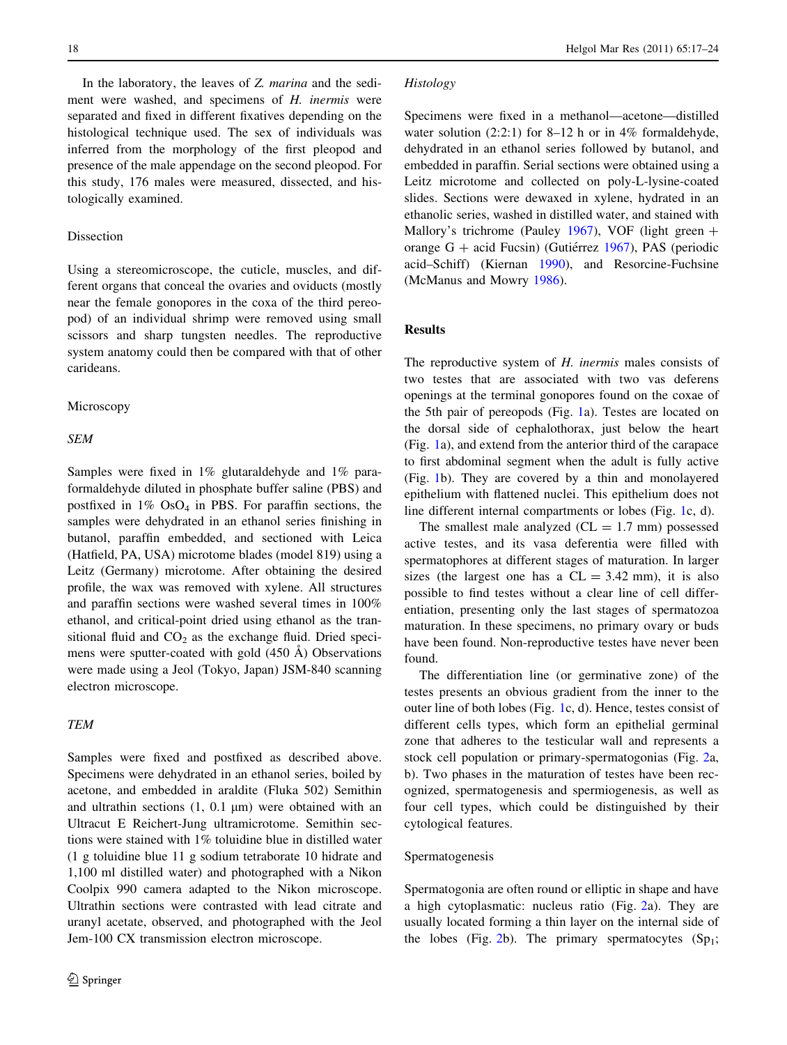In the laboratory, the leaves of *Z. marina* and the sediment were washed, and specimens of *H. inermis* were separated and fixed in different fixatives depending on the histological technique used. The sex of individuals was inferred from the morphology of the first pleopod and presence of the male appendage on the second pleopod. For this study, 176 males were measured, dissected, and histologically examined.

## Dissection

Using a stereomicroscope, the cuticle, muscles, and different organs that conceal the ovaries and oviducts (mostly near the female gonopores in the coxa of the third pereopod) of an individual shrimp were removed using small scissors and sharp tungsten needles. The reproductive system anatomy could then be compared with that of other carideans.

## Microscopy

### *SEM*

Samples were fixed in 1% glutaraldehyde and 1% paraformaldehyde diluted in phosphate buffer saline (PBS) and postfixed in 1% $OsO_4$ in PBS. For paraffin sections, the samples were dehydrated in an ethanol series finishing in butanol, paraffin embedded, and sectioned with Leica (Hatfield, PA, USA) microtome blades (model 819) using a Leitz (Germany) microtome. After obtaining the desired profile, the wax was removed with xylene. All structures and paraffin sections were washed several times in 100% ethanol, and critical-point dried using ethanol as the transitional fluid and $CO_2$ as the exchange fluid. Dried specimens were sputter-coated with gold (450 Å) Observations were made using a Jeol (Tokyo, Japan) JSM-840 scanning electron microscope.

### *TEM*

Samples were fixed and postfixed as described above. Specimens were dehydrated in an ethanol series, boiled by acetone, and embedded in araldite (Fluka 502) Semithin and ultrathin sections (1, 0.1 µm) were obtained with an Ultracut E Reichert-Jung ultramicrotome. Semithin sections were stained with 1% toluidine blue in distilled water (1 g toluidine blue 11 g sodium tetraborate 10 hidrate and 1,100 ml distilled water) and photographed with a Nikon Coolpix 990 camera adapted to the Nikon microscope. Ultrathin sections were contrasted with lead citrate and uranyl acetate, observed, and photographed with the Jeol Jem-100 CX transmission electron microscope.

### *Histology*

Specimens were fixed in a methanol—acetone—distilled water solution (2:2:1) for 8–12 h or in 4% formaldehyde, dehydrated in an ethanol series followed by butanol, and embedded in paraffin. Serial sections were obtained using a Leitz microtome and collected on poly-L-lysine-coated slides. Sections were dewaxed in xylene, hydrated in an ethanolic series, washed in distilled water, and stained with Mallory's trichrome (Pauley 1967), VOF (light green + orange G + acid Fucsin) (Gutiérrez 1967), PAS (periodic acid–Schiff) (Kiernan 1990), and Resorcine-Fuchsine (McManus and Mowry 1986).

# Results

The reproductive system of *H. inermis* males consists of two testes that are associated with two vas deferens openings at the terminal gonopores found on the coxae of the 5th pair of pereopods (Fig. 1a). Testes are located on the dorsal side of cephalothorax, just below the heart (Fig. 1a), and extend from the anterior third of the carapace to first abdominal segment when the adult is fully active (Fig. 1b). They are covered by a thin and monolayered epithelium with flattened nuclei. This epithelium does not line different internal compartments or lobes (Fig. 1c, d).

The smallest male analyzed (CL = 1.7 mm) possessed active testes, and its vasa deferentia were filled with spermatophores at different stages of maturation. In larger sizes (the largest one has a CL = 3.42 mm), it is also possible to find testes without a clear line of cell differentiation, presenting only the last stages of spermatozoa maturation. In these specimens, no primary ovary or buds have been found. Non-reproductive testes have never been found.

The differentiation line (or germinative zone) of the testes presents an obvious gradient from the inner to the outer line of both lobes (Fig. 1c, d). Hence, testes consist of different cells types, which form an epithelial germinal zone that adheres to the testicular wall and represents a stock cell population or primary-spermatogonias (Fig. 2a, b). Two phases in the maturation of testes have been recognized, spermatogenesis and spermiogenesis, as well as four cell types, which could be distinguished by their cytological features.

## Spermatogenesis

Spermatogonia are often round or elliptic in shape and have a high cytoplasmatic: nucleus ratio (Fig. 2a). They are usually located forming a thin layer on the internal side of the lobes (Fig. 2b). The primary spermatocytes ($Sp_1$;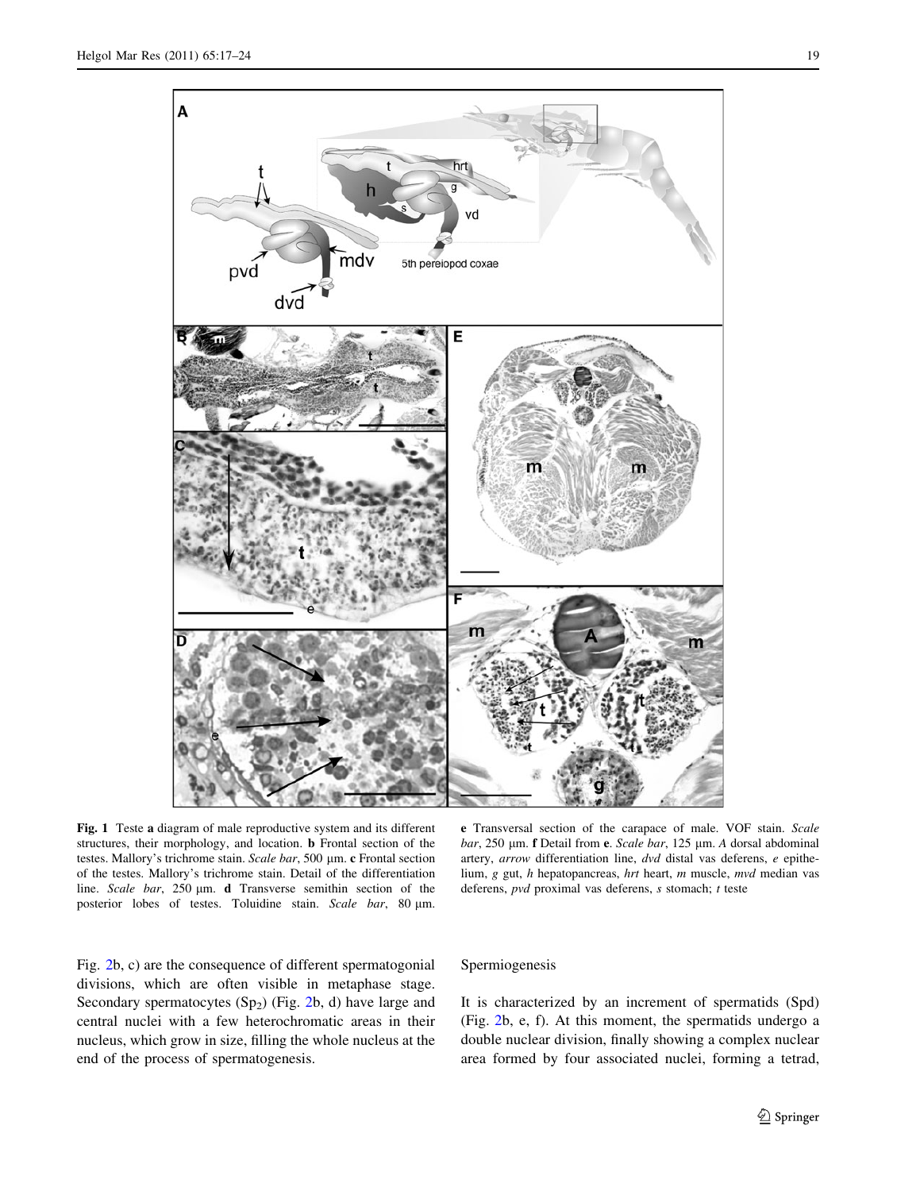**Fig. 1** Teste **a** diagram of male reproductive system and its different structures, their morphology, and location. **b** Frontal section of the testes. Mallory's trichrome stain. *Scale bar*, 500 μm. **c** Frontal section of the testes. Mallory's trichrome stain. Detail of the differentiation line. *Scale bar*, 250 μm. **d** Transverse semithin section of the posterior lobes of testes. Toluidine stain. *Scale bar*, 80 μm. **e** Transversal section of the carapace of male. VOF stain. *Scale bar*, 250 μm. **f** Detail from **e**. *Scale bar*, 125 μm. *A* dorsal abdominal artery, *arrow* differentiation line, *dvd* distal vas deferens, *e* epithelium, *g* gut, *h* hepatopancreas, *hrt* heart, *m* muscle, *mvd* median vas deferens, *pvd* proximal vas deferens, *s* stomach; *t* teste

Fig. 2b, c) are the consequence of different spermatogonial divisions, which are often visible in metaphase stage. Secondary spermatocytes ($Sp_2$) (Fig. 2b, d) have large and central nuclei with a few heterochromatic areas in their nucleus, which grow in size, filling the whole nucleus at the end of the process of spermatogenesis.

Spermiogenesis

It is characterized by an increment of spermatids (Spd) (Fig. 2b, e, f). At this moment, the spermatids undergo a double nuclear division, finally showing a complex nuclear area formed by four associated nuclei, forming a tetrad,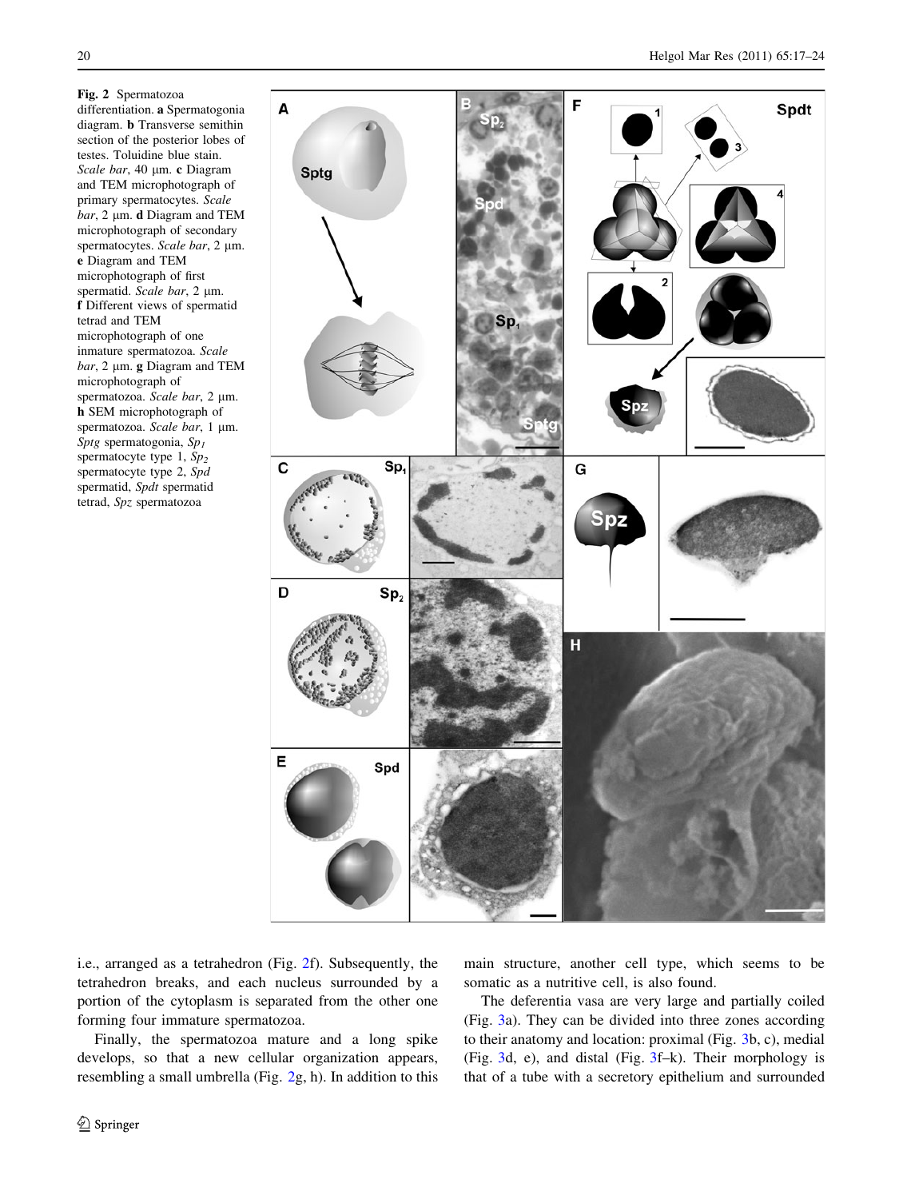**Fig. 2** Spermatozoa differentiation. **a** Spermatogonia diagram. **b** Transverse semithin section of the posterior lobes of testes. Toluidine blue stain. *Scale bar*, 40 μm. **c** Diagram and TEM microphotograph of primary spermatocytes. *Scale bar*, 2 μm. **d** Diagram and TEM microphotograph of secondary spermatocytes. *Scale bar*, 2 μm. **e** Diagram and TEM microphotograph of first spermatid. *Scale bar*, 2 μm. **f** Different views of spermatid tetrad and TEM microphotograph of one inmature spermatozoa. *Scale bar*, 2 μm. **g** Diagram and TEM microphotograph of spermatozoa. *Scale bar*, 2 μm. **h** SEM microphotograph of spermatozoa. *Scale bar*, 1 μm. *Sptg* spermatogonia, $Sp_1$ spermatocyte type 1, $Sp_2$ spermatocyte type 2, *Spd* spermatid, *Spdt* spermatid tetrad, *Spz* spermatozoa

i.e., arranged as a tetrahedron (Fig. 2f). Subsequently, the tetrahedron breaks, and each nucleus surrounded by a portion of the cytoplasm is separated from the other one forming four immature spermatozoa.

Finally, the spermatozoa mature and a long spike develops, so that a new cellular organization appears, resembling a small umbrella (Fig. 2g, h). In addition to this main structure, another cell type, which seems to be somatic as a nutritive cell, is also found.

The deferentia vasa are very large and partially coiled (Fig. 3a). They can be divided into three zones according to their anatomy and location: proximal (Fig. 3b, c), medial (Fig. 3d, e), and distal (Fig. 3f–k). Their morphology is that of a tube with a secretory epithelium and surrounded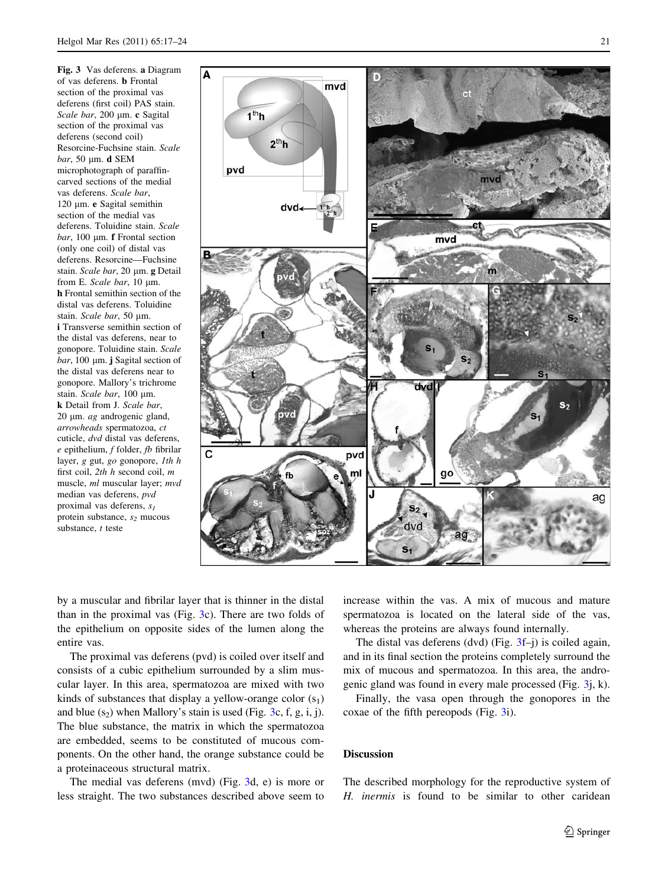**Fig. 3** Vas deferens. **a** Diagram of vas deferens. **b** Frontal section of the proximal vas deferens (first coil) PAS stain. *Scale bar*, 200 μm. **c** Sagital section of the proximal vas deferens (second coil) Resorcine-Fuchsine stain. *Scale bar*, 50 μm. **d** SEM microphotograph of paraffin-carved sections of the medial vas deferens. *Scale bar*, 120 μm. **e** Sagital semithin section of the medial vas deferens. Toluidine stain. *Scale bar*, 100 μm. **f** Frontal section (only one coil) of distal vas deferens. Resorcine—Fuchsine stain. *Scale bar*, 20 μm. **g** Detail from E. *Scale bar*, 10 μm. **h** Frontal semithin section of the distal vas deferens. Toluidine stain. *Scale bar*, 50 μm. **i** Transverse semithin section of the distal vas deferens, near to gonopore. Toluidine stain. *Scale bar*, 100 μm. **j** Sagital section of the distal vas deferens near to gonopore. Mallory's trichrome stain. *Scale bar*, 100 μm. **k** Detail from J. *Scale bar*, 20 μm. *ag* androgenic gland, *arrowheads* spermatozoa, *ct* cuticle, *dvd* distal vas deferens, *e* epithelium, *f* folder, *fb* fibrilar layer, *g* gut, *go* gonopore, *1th h* first coil, *2th h* second coil, *m* muscle, *ml* muscular layer; *mvd* median vas deferens, *pvd* proximal vas deferens, $s_1$ protein substance, $s_2$ mucous substance, *t* teste

by a muscular and fibrilar layer that is thinner in the distal than in the proximal vas (Fig. 3c). There are two folds of the epithelium on opposite sides of the lumen along the entire vas.

The proximal vas deferens (pvd) is coiled over itself and consists of a cubic epithelium surrounded by a slim muscular layer. In this area, spermatozoa are mixed with two kinds of substances that display a yellow-orange color ($s_1$) and blue ($s_2$) when Mallory's stain is used (Fig. 3c, f, g, i, j). The blue substance, the matrix in which the spermatozoa are embedded, seems to be constituted of mucous components. On the other hand, the orange substance could be a proteinaceous structural matrix.

The medial vas deferens (mvd) (Fig. 3d, e) is more or less straight. The two substances described above seem to increase within the vas. A mix of mucous and mature spermatozoa is located on the lateral side of the vas, whereas the proteins are always found internally.

The distal vas deferens (dvd) (Fig. 3f–j) is coiled again, and in its final section the proteins completely surround the mix of mucous and spermatozoa. In this area, the androgenic gland was found in every male processed (Fig. 3j, k).

Finally, the vasa open through the gonopores in the coxae of the fifth pereopods (Fig. 3i).

## Discussion

The described morphology for the reproductive system of *H. inermis* is found to be similar to other caridean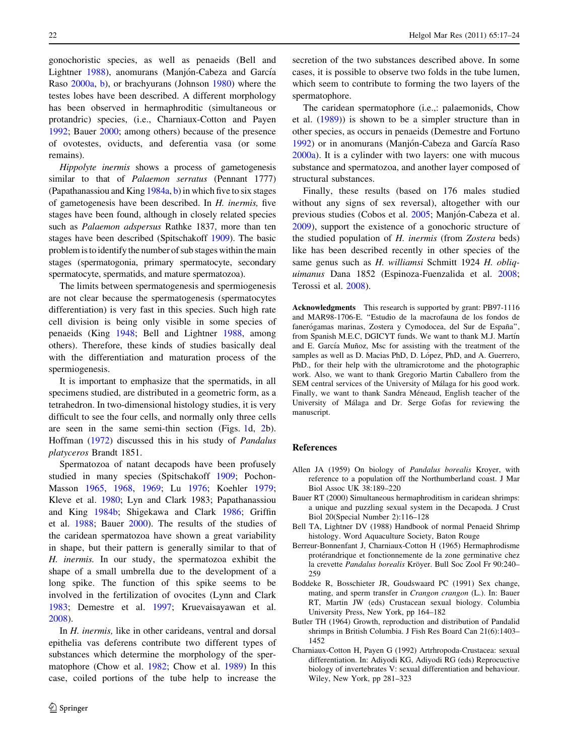gonochoristic species, as well as penaeids (Bell and Lightner 1988), anomurans (Manjón-Cabeza and García Raso 2000a, b), or brachyurans (Johnson 1980) where the testes lobes have been described. A different morphology has been observed in hermaphroditic (simultaneous or protandric) species, (i.e., Charniaux-Cotton and Payen 1992; Bauer 2000; among others) because of the presence of ovotestes, oviducts, and deferentia vasa (or some remains).

*Hippolyte inermis* shows a process of gametogenesis similar to that of *Palaemon serratus* (Pennant 1777) (Papathanassiou and King 1984a, b) in which five to six stages of gametogenesis have been described. In *H. inermis,* five stages have been found, although in closely related species such as *Palaemon adspersus* Rathke 1837, more than ten stages have been described (Spitschakoff 1909). The basic problem is to identify the number of sub stages within the main stages (spermatogonia, primary spermatocyte, secondary spermatocyte, spermatids, and mature spermatozoa).

The limits between spermatogenesis and spermiogenesis are not clear because the spermatogenesis (spermatocytes differentiation) is very fast in this species. Such high rate cell division is being only visible in some species of penaeids (King 1948; Bell and Lightner 1988, among others). Therefore, these kinds of studies basically deal with the differentiation and maturation process of the spermiogenesis.

It is important to emphasize that the spermatids, in all specimens studied, are distributed in a geometric form, as a tetrahedron. In two-dimensional histology studies, it is very difficult to see the four cells, and normally only three cells are seen in the same semi-thin section (Figs. 1d, 2b). Hoffman (1972) discussed this in his study of *Pandalus platyceros* Brandt 1851.

Spermatozoa of natant decapods have been profusely studied in many species (Spitschakoff 1909; Pochon-Masson 1965, 1968, 1969; Lu 1976; Koehler 1979; Kleve et al. 1980; Lyn and Clark 1983; Papathanassiou and King 1984b; Shigekawa and Clark 1986; Griffin et al. 1988; Bauer 2000). The results of the studies of the caridean spermatozoa have shown a great variability in shape, but their pattern is generally similar to that of *H. inermis.* In our study, the spermatozoa exhibit the shape of a small umbrella due to the development of a long spike. The function of this spike seems to be involved in the fertilization of ovocites (Lynn and Clark 1983; Demestre et al. 1997; Kruevaisayawan et al. 2008).

In *H. inermis,* like in other carideans, ventral and dorsal epithelia vas deferens contribute two different types of substances which determine the morphology of the spermatophore (Chow et al. 1982; Chow et al. 1989) In this case, coiled portions of the tube help to increase the secretion of the two substances described above. In some cases, it is possible to observe two folds in the tube lumen, which seem to contribute to forming the two layers of the spermatophore.

The caridean spermatophore (i.e.,: palaemonids, Chow et al. (1989)) is shown to be a simpler structure than in other species, as occurs in penaeids (Demestre and Fortuno 1992) or in anomurans (Manjón-Cabeza and García Raso 2000a). It is a cylinder with two layers: one with mucous substance and spermatozoa, and another layer composed of structural substances.

Finally, these results (based on 176 males studied without any signs of sex reversal), altogether with our previous studies (Cobos et al. 2005; Manjón-Cabeza et al. 2009), support the existence of a gonochoric structure of the studied population of *H. inermis* (from *Zostera* beds) like has been described recently in other species of the same genus such as *H. williamsi* Schmitt 1924 *H. obliquimanus* Dana 1852 (Espinoza-Fuenzalida et al. 2008; Terossi et al. 2008).

**Acknowledgments** This research is supported by grant: PB97-1116 and MAR98-1706-E. "Estudio de la macrofauna de los fondos de fanerógamas marinas, Zostera y Cymodocea, del Sur de España", from Spanish M.E.C, DGICYT funds. We want to thank M.J. Martín and E. García Muñoz, Msc for assisting with the treatment of the samples as well as D. Macias PhD, D. López, PhD, and A. Guerrero, PhD., for their help with the ultramicrotome and the photographic work. Also, we want to thank Gregorio Martin Caballero from the SEM central services of the University of Málaga for his good work. Finally, we want to thank Sandra Méneaud, English teacher of the University of Málaga and Dr. Serge Gofas for reviewing the manuscript.

## References

Allen JA (1959) On biology of *Pandalus borealis* Kroyer, with reference to a population off the Northumberland coast. J Mar Biol Assoc UK 38:189–220

Bauer RT (2000) Simultaneous hermaphroditism in caridean shrimps: a unique and puzzling sexual system in the Decapoda. J Crust Biol 20(Special Number 2):116–128

Bell TA, Lightner DV (1988) Handbook of normal Penaeid Shrimp histology. Word Aquaculture Society, Baton Rouge

Berreur-Bonnenfant J, Charniaux-Cotton H (1965) Hermaphrodisme protérandrique et fonctionnemente de la zone germinative chez la crevette *Pandalus borealis* Kröyer. Bull Soc Zool Fr 90:240–259

Boddeke R, Bosschieter JR, Goudswaard PC (1991) Sex change, mating, and sperm transfer in *Crangon crangon* (L.). In: Bauer RT, Martin JW (eds) Crustacean sexual biology. Columbia University Press, New York, pp 164–182

Butler TH (1964) Growth, reproduction and distribution of Pandalid shrimps in British Columbia. J Fish Res Board Can 21(6):1403–1452

Charniaux-Cotton H, Payen G (1992) Artrhropoda-Crustacea: sexual differentiation. In: Adiyodi KG, Adiyodi RG (eds) Reprocuctive biology of invertebrates V: sexual differentiation and behaviour. Wiley, New York, pp 281–323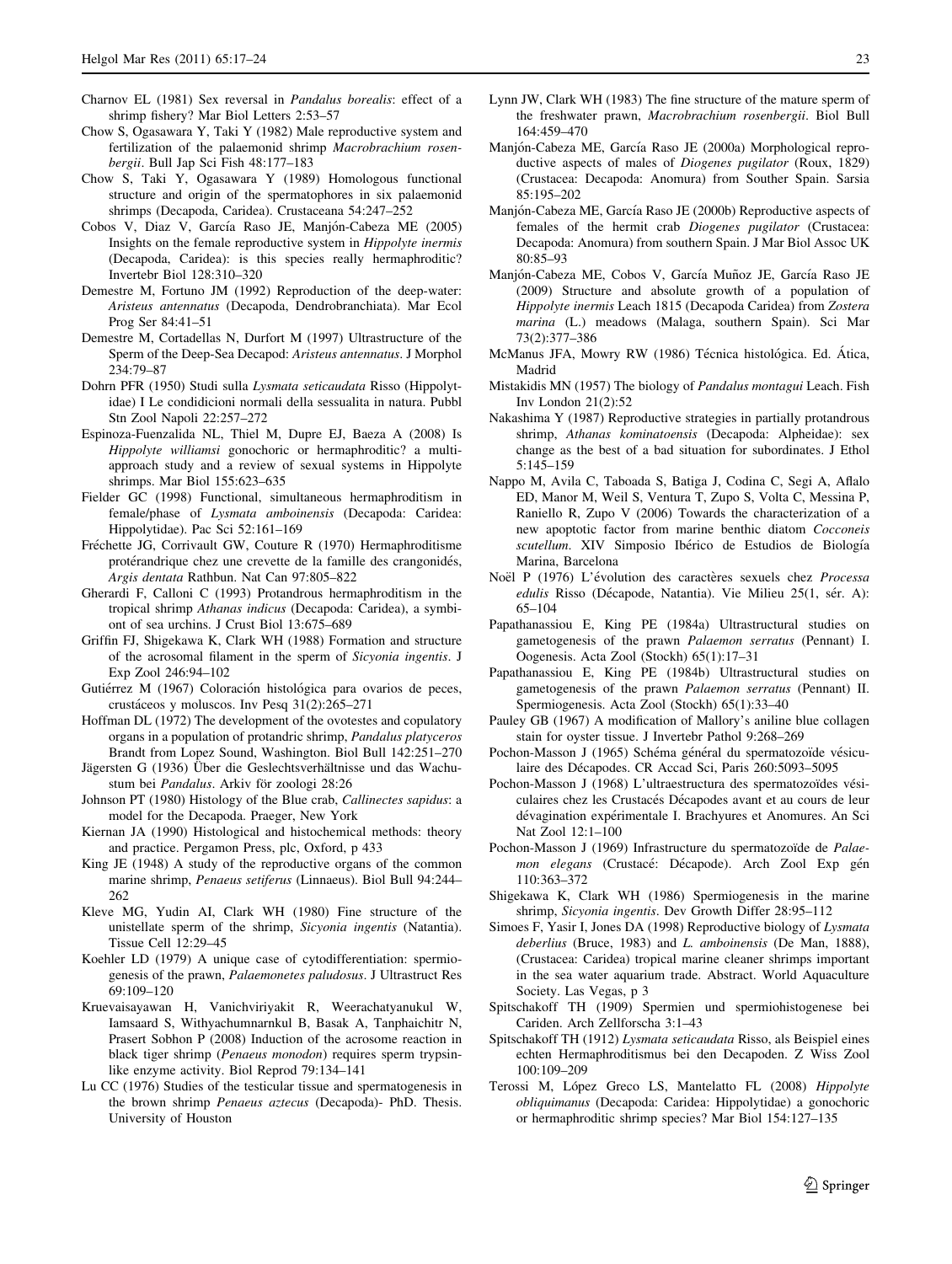Charnov EL (1981) Sex reversal in *Pandalus borealis*: effect of a shrimp fishery? Mar Biol Letters 2:53–57

Chow S, Ogasawara Y, Taki Y (1982) Male reproductive system and fertilization of the palaemonid shrimp *Macrobrachium rosenbergii*. Bull Jap Sci Fish 48:177–183

Chow S, Taki Y, Ogasawara Y (1989) Homologous functional structure and origin of the spermatophores in six palaemonid shrimps (Decapoda, Caridea). Crustaceana 54:247–252

Cobos V, Diaz V, García Raso JE, Manjón-Cabeza ME (2005) Insights on the female reproductive system in *Hippolyte inermis* (Decapoda, Caridea): is this species really hermaphroditic? Invertebr Biol 128:310–320

Demestre M, Fortuno JM (1992) Reproduction of the deep-water: *Aristeus antennatus* (Decapoda, Dendrobranchiata). Mar Ecol Prog Ser 84:41–51

Demestre M, Cortadellas N, Durfort M (1997) Ultrastructure of the Sperm of the Deep-Sea Decapod: *Aristeus antennatus*. J Morphol 234:79–87

Dohrn PFR (1950) Studi sulla *Lysmata seticaudata* Risso (Hippolytidae) I Le condidicioni normali della sessualita in natura. Pubbl Stn Zool Napoli 22:257–272

Espinoza-Fuenzalida NL, Thiel M, Dupre EJ, Baeza A (2008) Is *Hippolyte williamsi* gonochoric or hermaphroditic? a multi-approach study and a review of sexual systems in Hippolyte shrimps. Mar Biol 155:623–635

Fielder GC (1998) Functional, simultaneous hermaphroditism in female/phase of *Lysmata amboinensis* (Decapoda: Caridea: Hippolytidae). Pac Sci 52:161–169

Fréchette JG, Corrivault GW, Couture R (1970) Hermaphroditisme protérandrique chez une crevette de la famille des crangonidés, *Argis dentata* Rathbun. Nat Can 97:805–822

Gherardi F, Calloni C (1993) Protandrous hermaphroditism in the tropical shrimp *Athanas indicus* (Decapoda: Caridea), a symbiont of sea urchins. J Crust Biol 13:675–689

Griffin FJ, Shigekawa K, Clark WH (1988) Formation and structure of the acrosomal filament in the sperm of *Sicyonia ingentis*. J Exp Zool 246:94–102

Gutiérrez M (1967) Coloración histológica para ovarios de peces, crustáceos y moluscos. Inv Pesq 31(2):265–271

Hoffman DL (1972) The development of the ovotestes and copulatory organs in a population of protandric shrimp, *Pandalus platyceros* Brandt from Lopez Sound, Washington. Biol Bull 142:251–270

Jägersten G (1936) Über die Geslechtsverhältnisse und das Wachustum bei *Pandalus*. Arkiv för zoologi 28:26

Johnson PT (1980) Histology of the Blue crab, *Callinectes sapidus*: a model for the Decapoda. Praeger, New York

Kiernan JA (1990) Histological and histochemical methods: theory and practice. Pergamon Press, plc, Oxford, p 433

King JE (1948) A study of the reproductive organs of the common marine shrimp, *Penaeus setiferus* (Linnaeus). Biol Bull 94:244–262

Kleve MG, Yudin AI, Clark WH (1980) Fine structure of the unistellate sperm of the shrimp, *Sicyonia ingentis* (Natantia). Tissue Cell 12:29–45

Koehler LD (1979) A unique case of cytodifferentiation: spermiogenesis of the prawn, *Palaemonetes paludosus*. J Ultrastruct Res 69:109–120

Kruevaisayawan H, Vanichviriyakit R, Weerachatyanukul W, Iamsaard S, Withyachumnarnkul B, Basak A, Tanphaichitr N, Prasert Sobhon P (2008) Induction of the acrosome reaction in black tiger shrimp (*Penaeus monodon*) requires sperm trypsin-like enzyme activity. Biol Reprod 79:134–141

Lu CC (1976) Studies of the testicular tissue and spermatogenesis in the brown shrimp *Penaeus aztecus* (Decapoda)- PhD. Thesis. University of Houston

Lynn JW, Clark WH (1983) The fine structure of the mature sperm of the freshwater prawn, *Macrobrachium rosenbergii*. Biol Bull 164:459–470

Manjón-Cabeza ME, García Raso JE (2000a) Morphological reproductive aspects of males of *Diogenes pugilator* (Roux, 1829) (Crustacea: Decapoda: Anomura) from Souther Spain. Sarsia 85:195–202

Manjón-Cabeza ME, García Raso JE (2000b) Reproductive aspects of females of the hermit crab *Diogenes pugilator* (Crustacea: Decapoda: Anomura) from southern Spain. J Mar Biol Assoc UK 80:85–93

Manjón-Cabeza ME, Cobos V, García Muñoz JE, García Raso JE (2009) Structure and absolute growth of a population of *Hippolyte inermis* Leach 1815 (Decapoda Caridea) from *Zostera marina* (L.) meadows (Malaga, southern Spain). Sci Mar 73(2):377–386

McManus JFA, Mowry RW (1986) Técnica histológica. Ed. Ática, Madrid

Mistakidis MN (1957) The biology of *Pandalus montagui* Leach. Fish Inv London 21(2):52

Nakashima Y (1987) Reproductive strategies in partially protandrous shrimp, *Athanas kominatoensis* (Decapoda: Alpheidae): sex change as the best of a bad situation for subordinates. J Ethol 5:145–159

Nappo M, Avila C, Taboada S, Batiga J, Codina C, Segi A, Aflalo ED, Manor M, Weil S, Ventura T, Zupo S, Volta C, Messina P, Raniello R, Zupo V (2006) Towards the characterization of a new apoptotic factor from marine benthic diatom *Cocconeis scutellum*. XIV Simposio Ibérico de Estudios de Biología Marina, Barcelona

Noël P (1976) L'évolution des caractères sexuels chez *Processa edulis* Risso (Décapode, Natantia). Vie Milieu 25(1, sér. A): 65–104

Papathanassiou E, King PE (1984a) Ultrastructural studies on gametogenesis of the prawn *Palaemon serratus* (Pennant) I. Oogenesis. Acta Zool (Stockh) 65(1):17–31

Papathanassiou E, King PE (1984b) Ultrastructural studies on gametogenesis of the prawn *Palaemon serratus* (Pennant) II. Spermiogenesis. Acta Zool (Stockh) 65(1):33–40

Pauley GB (1967) A modification of Mallory's aniline blue collagen stain for oyster tissue. J Invertebr Pathol 9:268–269

Pochon-Masson J (1965) Schéma général du spermatozoïde vésiculaire des Décapodes. CR Accad Sci, Paris 260:5093–5095

Pochon-Masson J (1968) L'ultraestructura des spermatozoïdes vésiculaires chez les Crustacés Décapodes avant et au cours de leur dévagination expérimentale I. Brachyures et Anomures. An Sci Nat Zool 12:1–100

Pochon-Masson J (1969) Infrastructure du spermatozoïde de *Palaemon elegans* (Crustacé: Décapode). Arch Zool Exp gén 110:363–372

Shigekawa K, Clark WH (1986) Spermiogenesis in the marine shrimp, *Sicyonia ingentis*. Dev Growth Differ 28:95–112

Simoes F, Yasir I, Jones DA (1998) Reproductive biology of *Lysmata deberlius* (Bruce, 1983) and *L. amboinensis* (De Man, 1888), (Crustacea: Caridea) tropical marine cleaner shrimps important in the sea water aquarium trade. Abstract. World Aquaculture Society. Las Vegas, p 3

Spitschakoff TH (1909) Spermien und spermiohistogenese bei Cariden. Arch Zellforscha 3:1–43

Spitschakoff TH (1912) *Lysmata seticaudata* Risso, als Beispiel eines echten Hermaphroditismus bei den Decapoden. Z Wiss Zool 100:109–209

Terossi M, López Greco LS, Mantelatto FL (2008) *Hippolyte obliquimanus* (Decapoda: Caridea: Hippolytidae) a gonochoric or hermaphroditic shrimp species? Mar Biol 154:127–135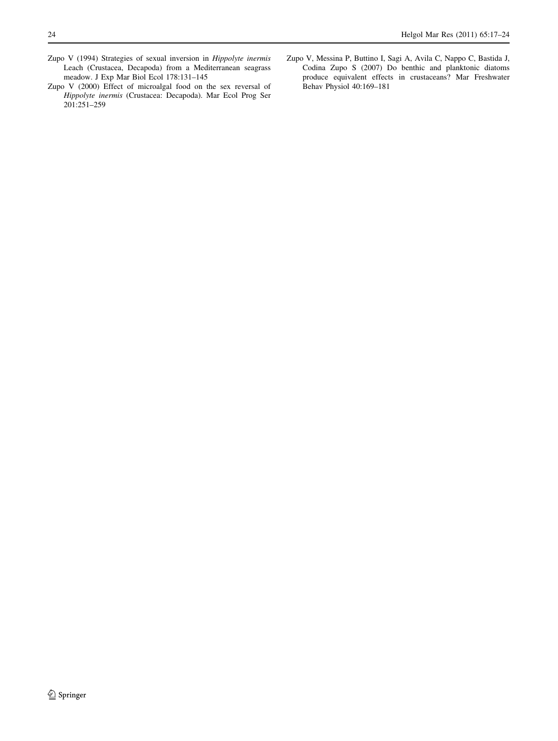Zupo V (1994) Strategies of sexual inversion in *Hippolyte inermis* Leach (Crustacea, Decapoda) from a Mediterranean seagrass meadow. J Exp Mar Biol Ecol 178:131–145

Zupo V (2000) Effect of microalgal food on the sex reversal of *Hippolyte inermis* (Crustacea: Decapoda). Mar Ecol Prog Ser 201:251–259

Zupo V, Messina P, Buttino I, Sagi A, Avila C, Nappo C, Bastida J, Codina Zupo S (2007) Do benthic and planktonic diatoms produce equivalent effects in crustaceans? Mar Freshwater Behav Physiol 40:169–181